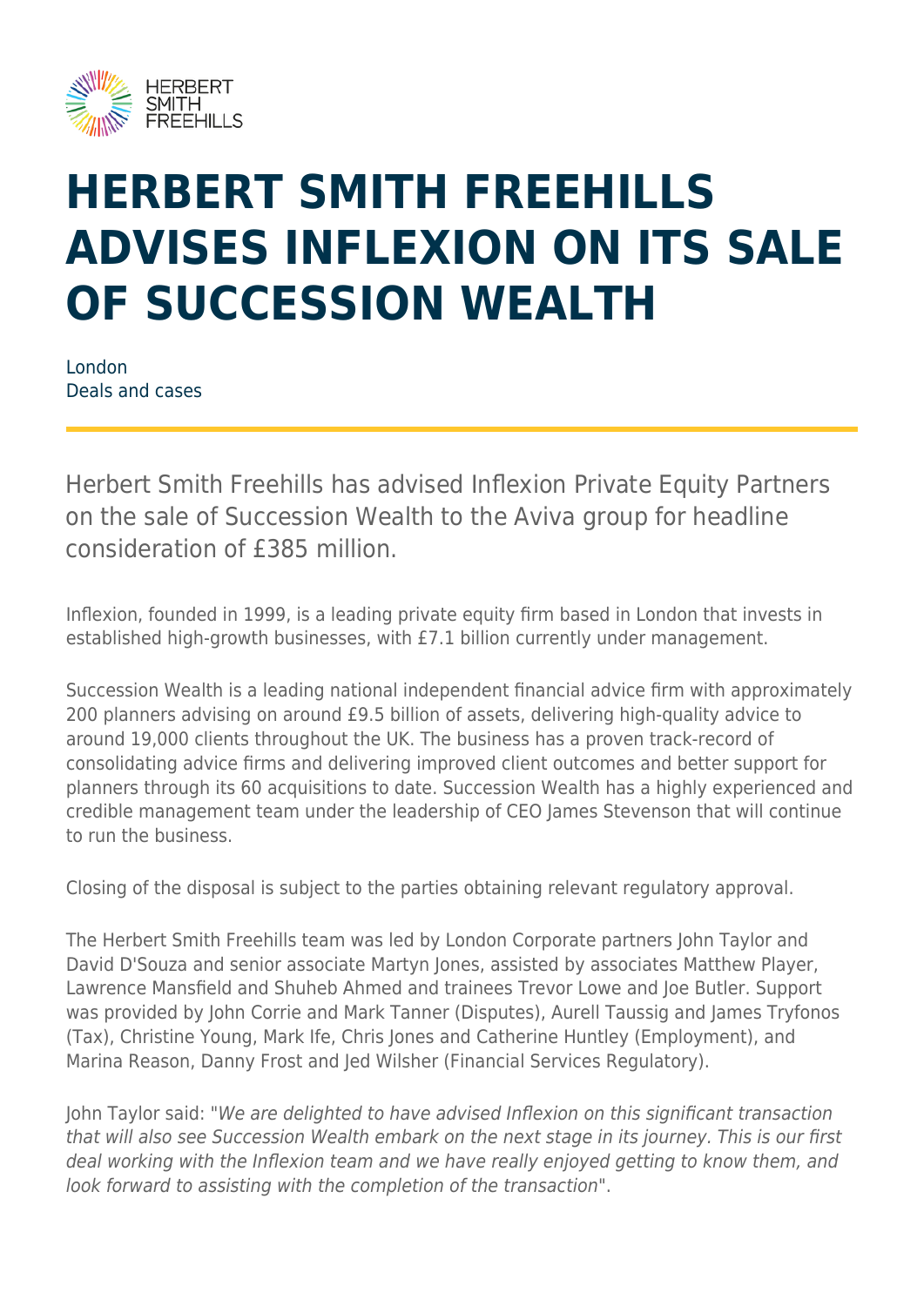# HERBERT SMITH FREEHILLS ADVISES INFLEXION ON ITS SALE OF SUCCESSION WEALTH

London
Deals and cases

Herbert Smith Freehills has advised Inflexion Private Equity Partners on the sale of Succession Wealth to the Aviva group for headline consideration of £385 million.

Inflexion, founded in 1999, is a leading private equity firm based in London that invests in established high-growth businesses, with £7.1 billion currently under management.

Succession Wealth is a leading national independent financial advice firm with approximately 200 planners advising on around £9.5 billion of assets, delivering high-quality advice to around 19,000 clients throughout the UK. The business has a proven track-record of consolidating advice firms and delivering improved client outcomes and better support for planners through its 60 acquisitions to date. Succession Wealth has a highly experienced and credible management team under the leadership of CEO James Stevenson that will continue to run the business.

Closing of the disposal is subject to the parties obtaining relevant regulatory approval.

The Herbert Smith Freehills team was led by London Corporate partners John Taylor and David D'Souza and senior associate Martyn Jones, assisted by associates Matthew Player, Lawrence Mansfield and Shuheb Ahmed and trainees Trevor Lowe and Joe Butler. Support was provided by John Corrie and Mark Tanner (Disputes), Aurell Taussig and James Tryfonos (Tax), Christine Young, Mark Ife, Chris Jones and Catherine Huntley (Employment), and Marina Reason, Danny Frost and Jed Wilsher (Financial Services Regulatory).

John Taylor said: "*We are delighted to have advised Inflexion on this significant transaction that will also see Succession Wealth embark on the next stage in its journey. This is our first deal working with the Inflexion team and we have really enjoyed getting to know them, and look forward to assisting with the completion of the transaction*".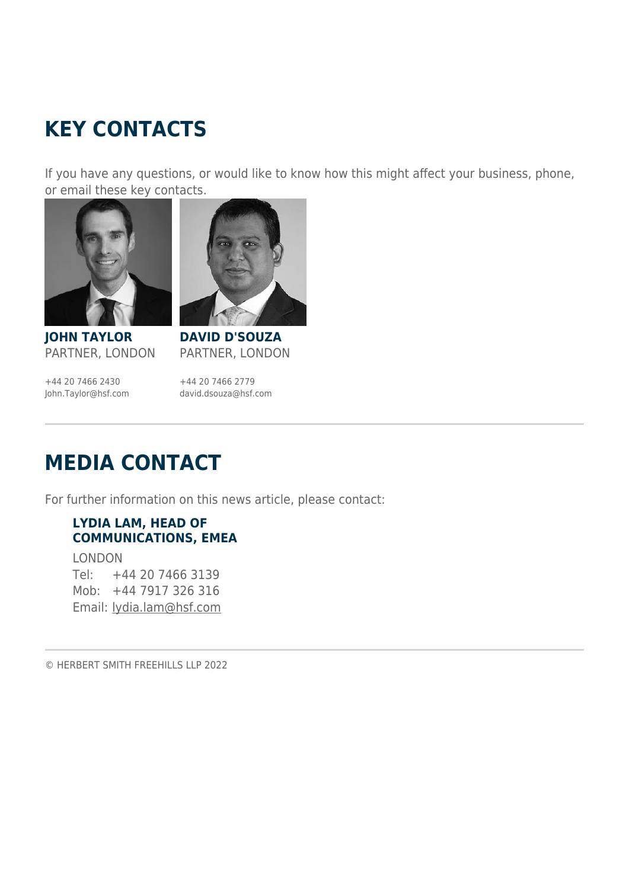## KEY CONTACTS

If you have any questions, or would like to know how this might affect your business, phone, or email these key contacts.

**JOHN TAYLOR**
PARTNER, LONDON

+44 20 7466 2430
John.Taylor@hsf.com

**DAVID D'SOUZA**
PARTNER, LONDON

+44 20 7466 2779
david.dsouza@hsf.com

## MEDIA CONTACT

For further information on this news article, please contact:

**LYDIA LAM, HEAD OF COMMUNICATIONS, EMEA**

LONDON
Tel: +44 20 7466 3139
Mob: +44 7917 326 316
Email: lydia.lam@hsf.com

© HERBERT SMITH FREEHILLS LLP 2022